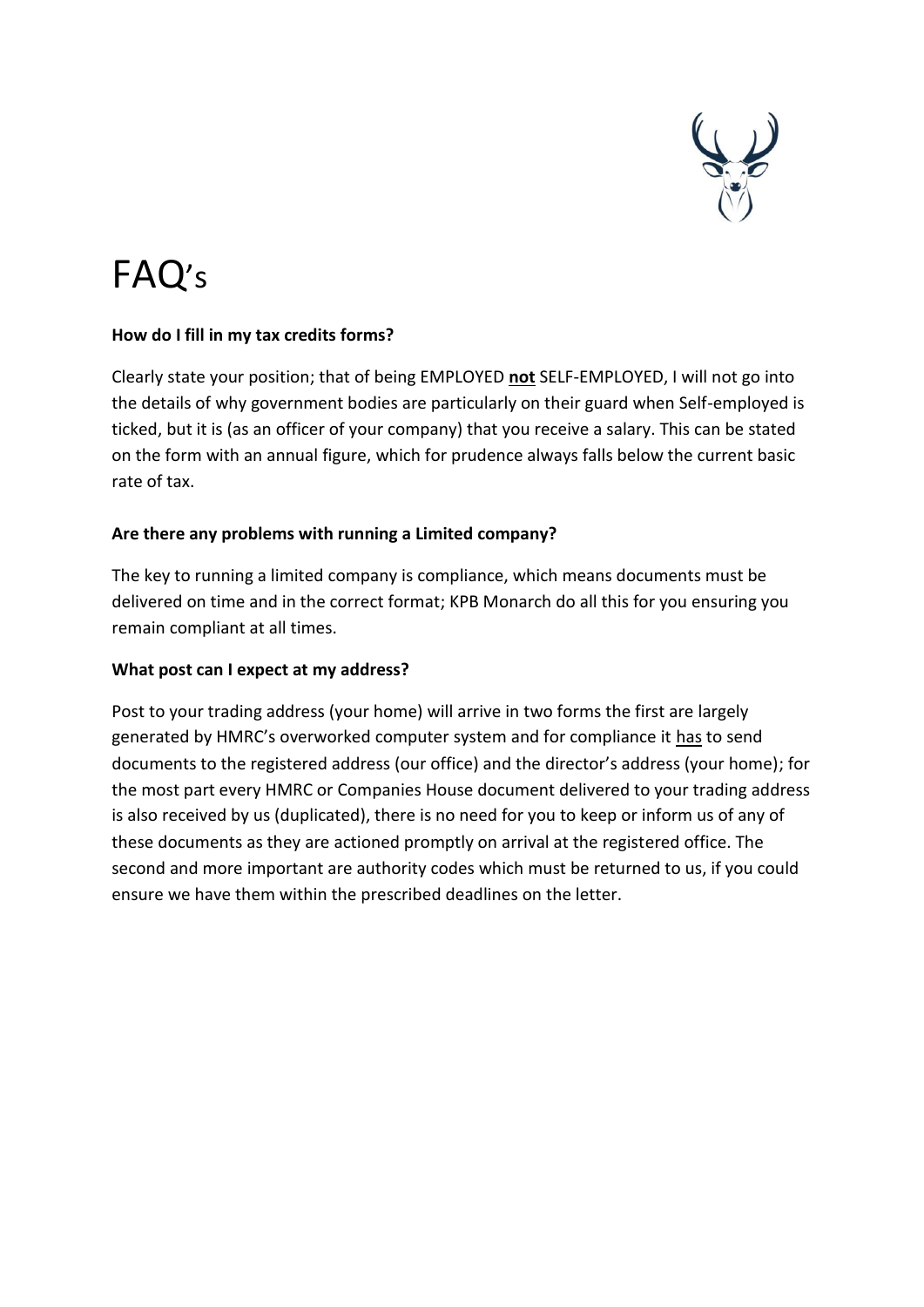# FAQ's

**How do I fill in my tax credits forms?**

Clearly state your position; that of being EMPLOYED **not** SELF-EMPLOYED, I will not go into the details of why government bodies are particularly on their guard when Self-employed is ticked, but it is (as an officer of your company) that you receive a salary. This can be stated on the form with an annual figure, which for prudence always falls below the current basic rate of tax.

**Are there any problems with running a Limited company?**

The key to running a limited company is compliance, which means documents must be delivered on time and in the correct format; KPB Monarch do all this for you ensuring you remain compliant at all times.

**What post can I expect at my address?**

Post to your trading address (your home) will arrive in two forms the first are largely generated by HMRC's overworked computer system and for compliance it has to send documents to the registered address (our office) and the director's address (your home); for the most part every HMRC or Companies House document delivered to your trading address is also received by us (duplicated), there is no need for you to keep or inform us of any of these documents as they are actioned promptly on arrival at the registered office. The second and more important are authority codes which must be returned to us, if you could ensure we have them within the prescribed deadlines on the letter.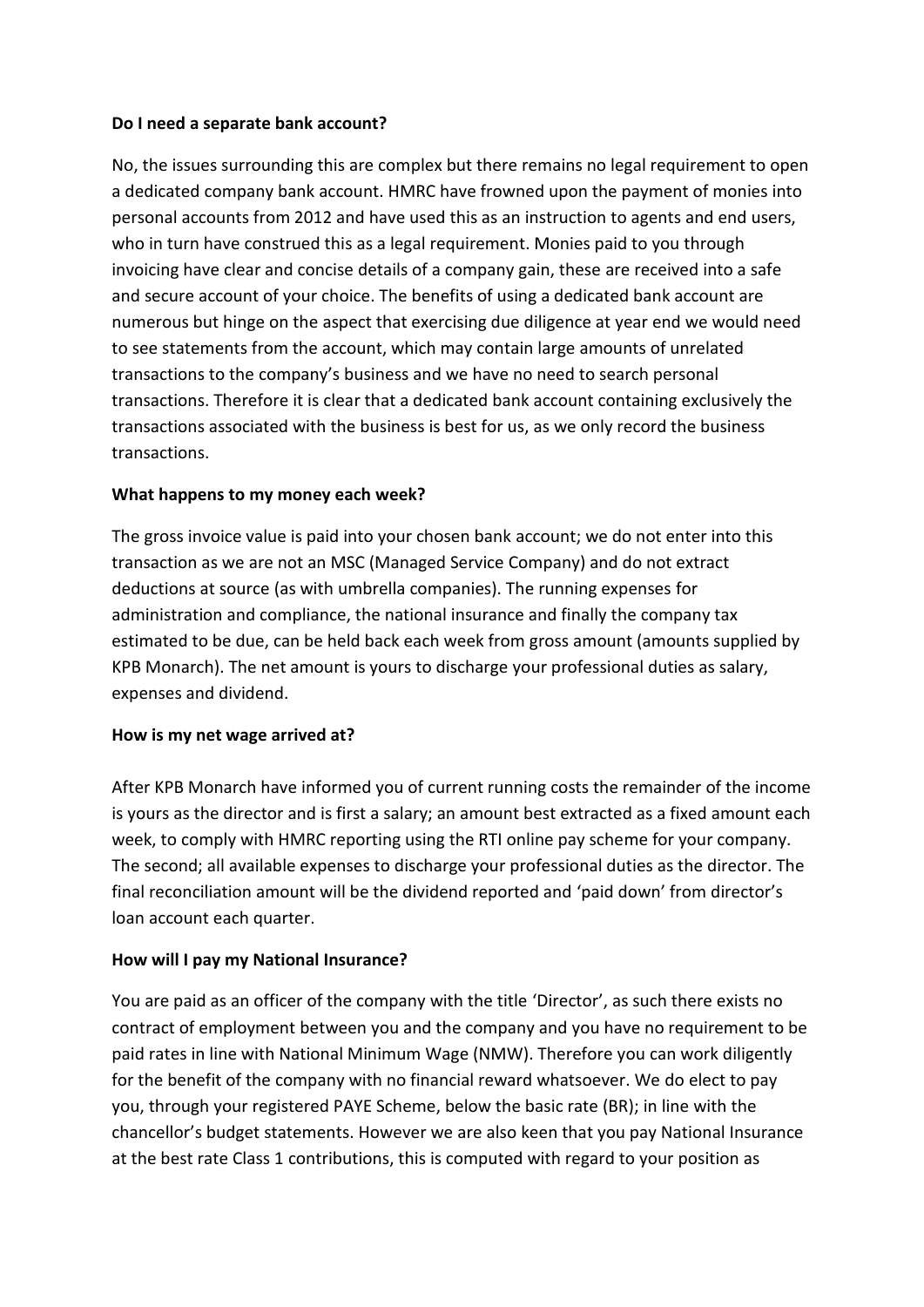**Do I need a separate bank account?**

No, the issues surrounding this are complex but there remains no legal requirement to open a dedicated company bank account. HMRC have frowned upon the payment of monies into personal accounts from 2012 and have used this as an instruction to agents and end users, who in turn have construed this as a legal requirement. Monies paid to you through invoicing have clear and concise details of a company gain, these are received into a safe and secure account of your choice. The benefits of using a dedicated bank account are numerous but hinge on the aspect that exercising due diligence at year end we would need to see statements from the account, which may contain large amounts of unrelated transactions to the company's business and we have no need to search personal transactions. Therefore it is clear that a dedicated bank account containing exclusively the transactions associated with the business is best for us, as we only record the business transactions.

**What happens to my money each week?**

The gross invoice value is paid into your chosen bank account; we do not enter into this transaction as we are not an MSC (Managed Service Company) and do not extract deductions at source (as with umbrella companies). The running expenses for administration and compliance, the national insurance and finally the company tax estimated to be due, can be held back each week from gross amount (amounts supplied by KPB Monarch). The net amount is yours to discharge your professional duties as salary, expenses and dividend.

**How is my net wage arrived at?**

After KPB Monarch have informed you of current running costs the remainder of the income is yours as the director and is first a salary; an amount best extracted as a fixed amount each week, to comply with HMRC reporting using the RTI online pay scheme for your company. The second; all available expenses to discharge your professional duties as the director. The final reconciliation amount will be the dividend reported and 'paid down' from director's loan account each quarter.

**How will I pay my National Insurance?**

You are paid as an officer of the company with the title 'Director', as such there exists no contract of employment between you and the company and you have no requirement to be paid rates in line with National Minimum Wage (NMW). Therefore you can work diligently for the benefit of the company with no financial reward whatsoever. We do elect to pay you, through your registered PAYE Scheme, below the basic rate (BR); in line with the chancellor's budget statements. However we are also keen that you pay National Insurance at the best rate Class 1 contributions, this is computed with regard to your position as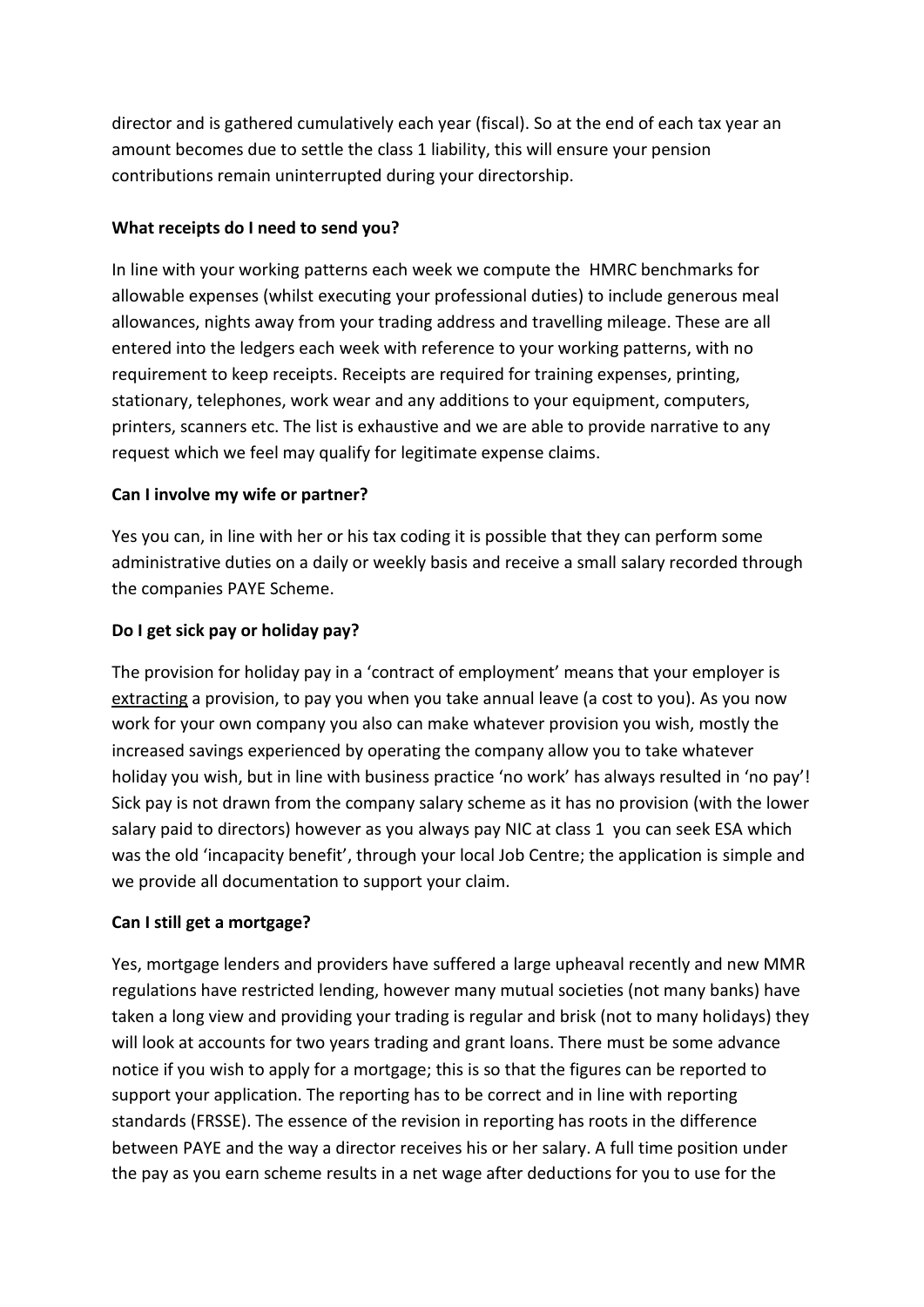director and is gathered cumulatively each year (fiscal). So at the end of each tax year an amount becomes due to settle the class 1 liability, this will ensure your pension contributions remain uninterrupted during your directorship.

**What receipts do I need to send you?**

In line with your working patterns each week we compute the HMRC benchmarks for allowable expenses (whilst executing your professional duties) to include generous meal allowances, nights away from your trading address and travelling mileage. These are all entered into the ledgers each week with reference to your working patterns, with no requirement to keep receipts. Receipts are required for training expenses, printing, stationary, telephones, work wear and any additions to your equipment, computers, printers, scanners etc. The list is exhaustive and we are able to provide narrative to any request which we feel may qualify for legitimate expense claims.

**Can I involve my wife or partner?**

Yes you can, in line with her or his tax coding it is possible that they can perform some administrative duties on a daily or weekly basis and receive a small salary recorded through the companies PAYE Scheme.

**Do I get sick pay or holiday pay?**

The provision for holiday pay in a 'contract of employment' means that your employer is <u>extracting</u> a provision, to pay you when you take annual leave (a cost to you). As you now work for your own company you also can make whatever provision you wish, mostly the increased savings experienced by operating the company allow you to take whatever holiday you wish, but in line with business practice 'no work' has always resulted in 'no pay'! Sick pay is not drawn from the company salary scheme as it has no provision (with the lower salary paid to directors) however as you always pay NIC at class 1 you can seek ESA which was the old 'incapacity benefit', through your local Job Centre; the application is simple and we provide all documentation to support your claim.

**Can I still get a mortgage?**

Yes, mortgage lenders and providers have suffered a large upheaval recently and new MMR regulations have restricted lending, however many mutual societies (not many banks) have taken a long view and providing your trading is regular and brisk (not to many holidays) they will look at accounts for two years trading and grant loans. There must be some advance notice if you wish to apply for a mortgage; this is so that the figures can be reported to support your application. The reporting has to be correct and in line with reporting standards (FRSSE). The essence of the revision in reporting has roots in the difference between PAYE and the way a director receives his or her salary. A full time position under the pay as you earn scheme results in a net wage after deductions for you to use for the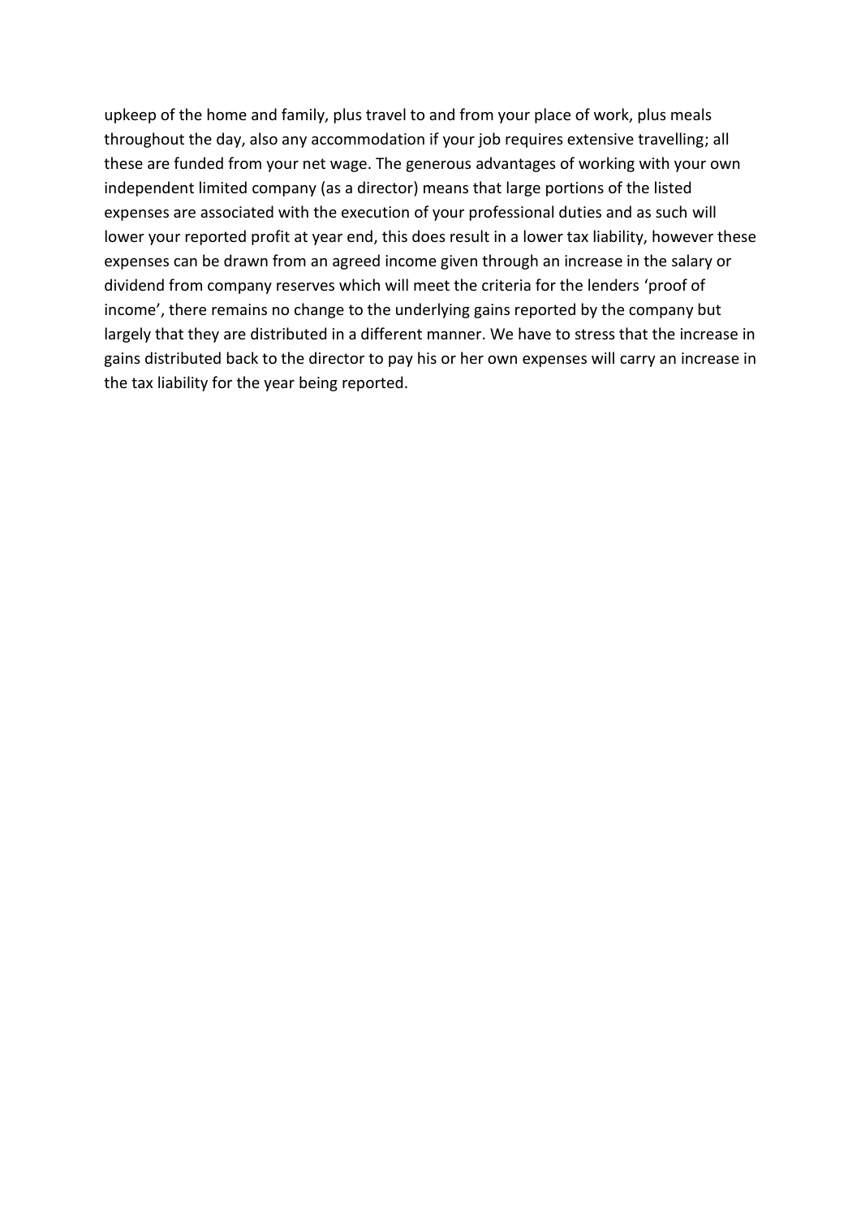upkeep of the home and family, plus travel to and from your place of work, plus meals throughout the day, also any accommodation if your job requires extensive travelling; all these are funded from your net wage. The generous advantages of working with your own independent limited company (as a director) means that large portions of the listed expenses are associated with the execution of your professional duties and as such will lower your reported profit at year end, this does result in a lower tax liability, however these expenses can be drawn from an agreed income given through an increase in the salary or dividend from company reserves which will meet the criteria for the lenders 'proof of income', there remains no change to the underlying gains reported by the company but largely that they are distributed in a different manner. We have to stress that the increase in gains distributed back to the director to pay his or her own expenses will carry an increase in the tax liability for the year being reported.